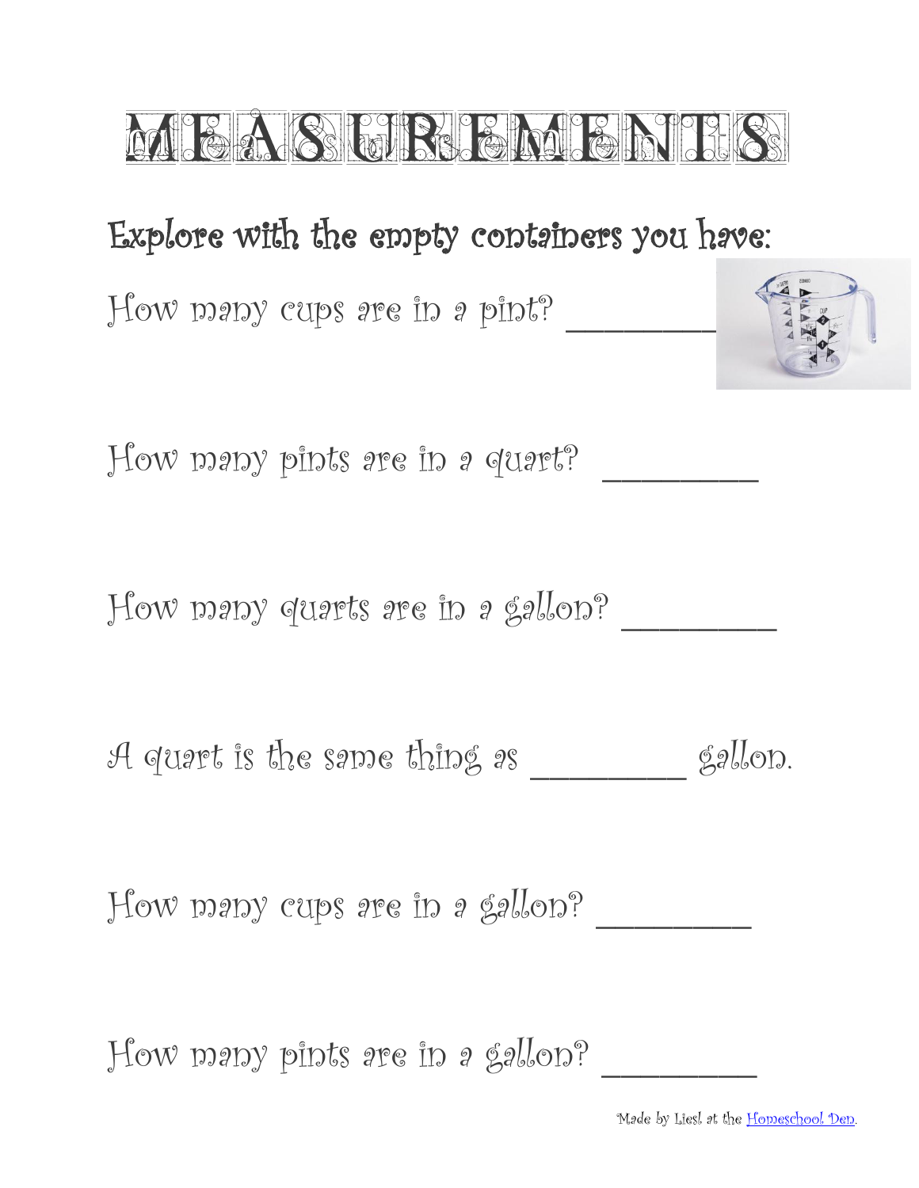# MEASUREMENTS

## Explore with the empty containers you have:

How many cups are in a pint? ________

How many pints are in a quart? ________

How many quarts are in a gallon? ________

A quart is the same thing as ________ gallon.

How many cups are in a gallon? ________

How many pints are in a gallon? ________

Made by Liesl at the Homeschool Den.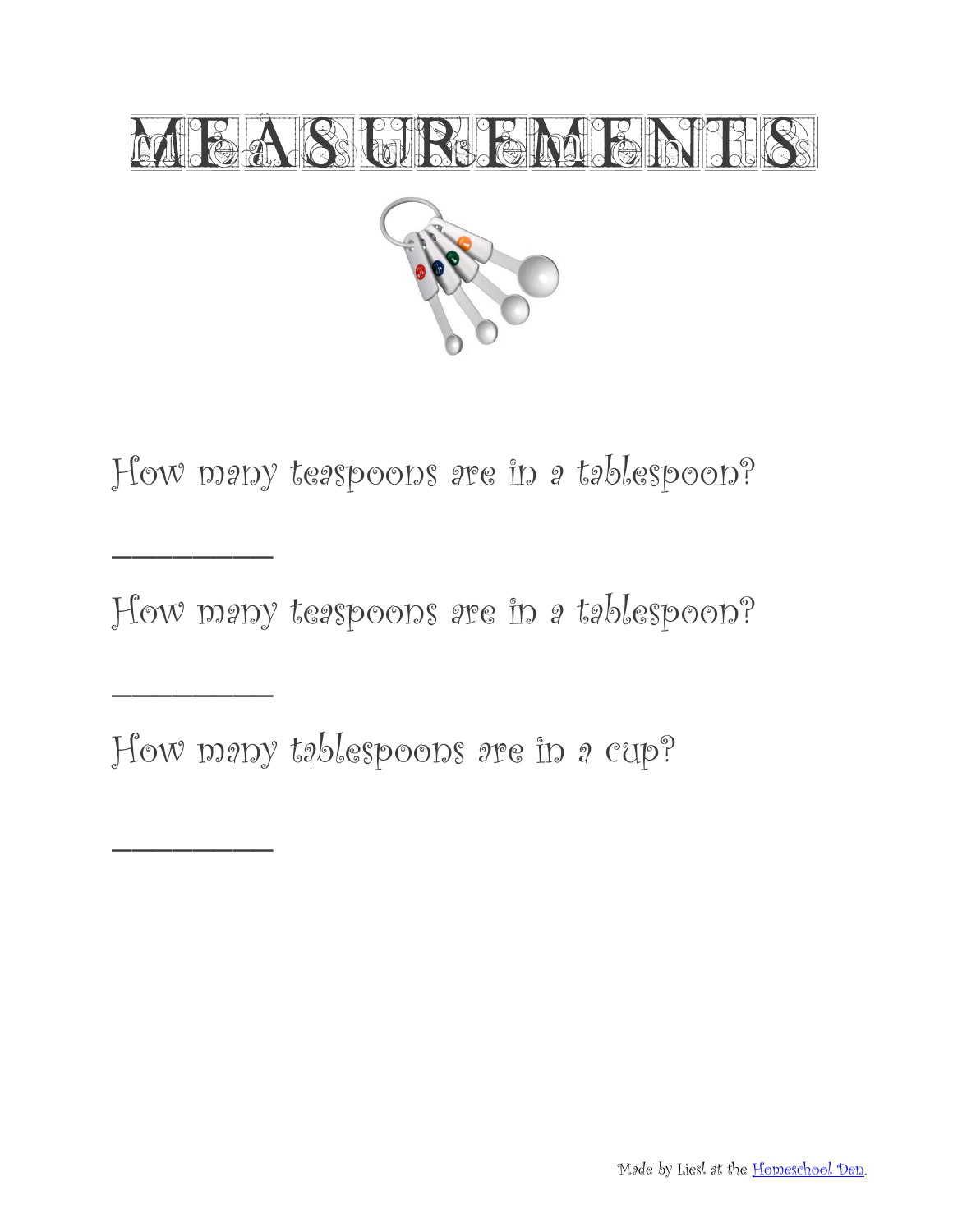# MEASUREMENTS

How many teaspoons are in a tablespoon?

__________

How many teaspoons are in a tablespoon?

__________

How many tablespoons are in a cup?

__________

Made by Liesl at the Homeschool Den.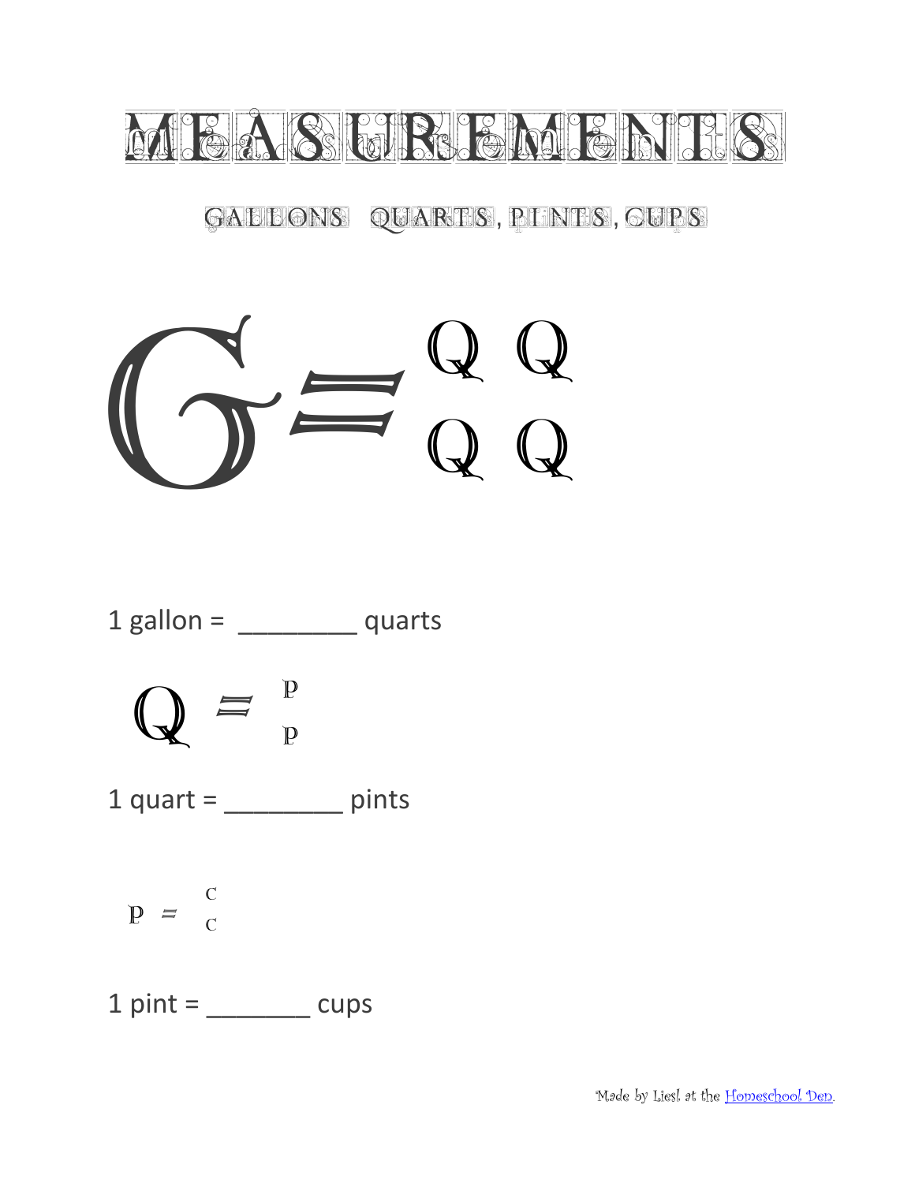# Measurements

## Gallons Quarts, Pints, Cups

G = Q Q
Q Q

1 gallon = ________ quarts

Q = P
P

1 quart = ________ pints

P = C
C

1 pint = _______ cups

Made by Liesl at the Homeschool Den.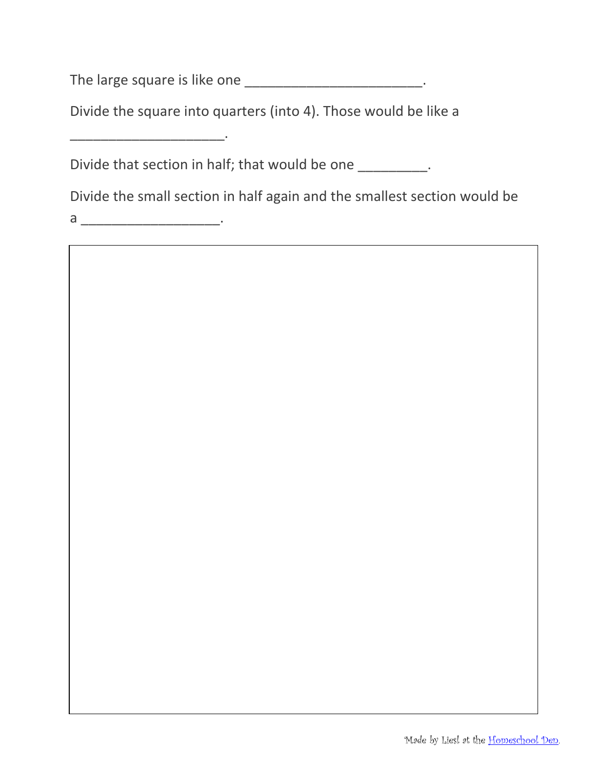The large square is like one ________________________.

Divide the square into quarters (into 4). Those would be like a ____________________.

Divide that section in half; that would be one _________.

Divide the small section in half again and the smallest section would be a ___________________.

Made by Liesl at the Homeschool Den.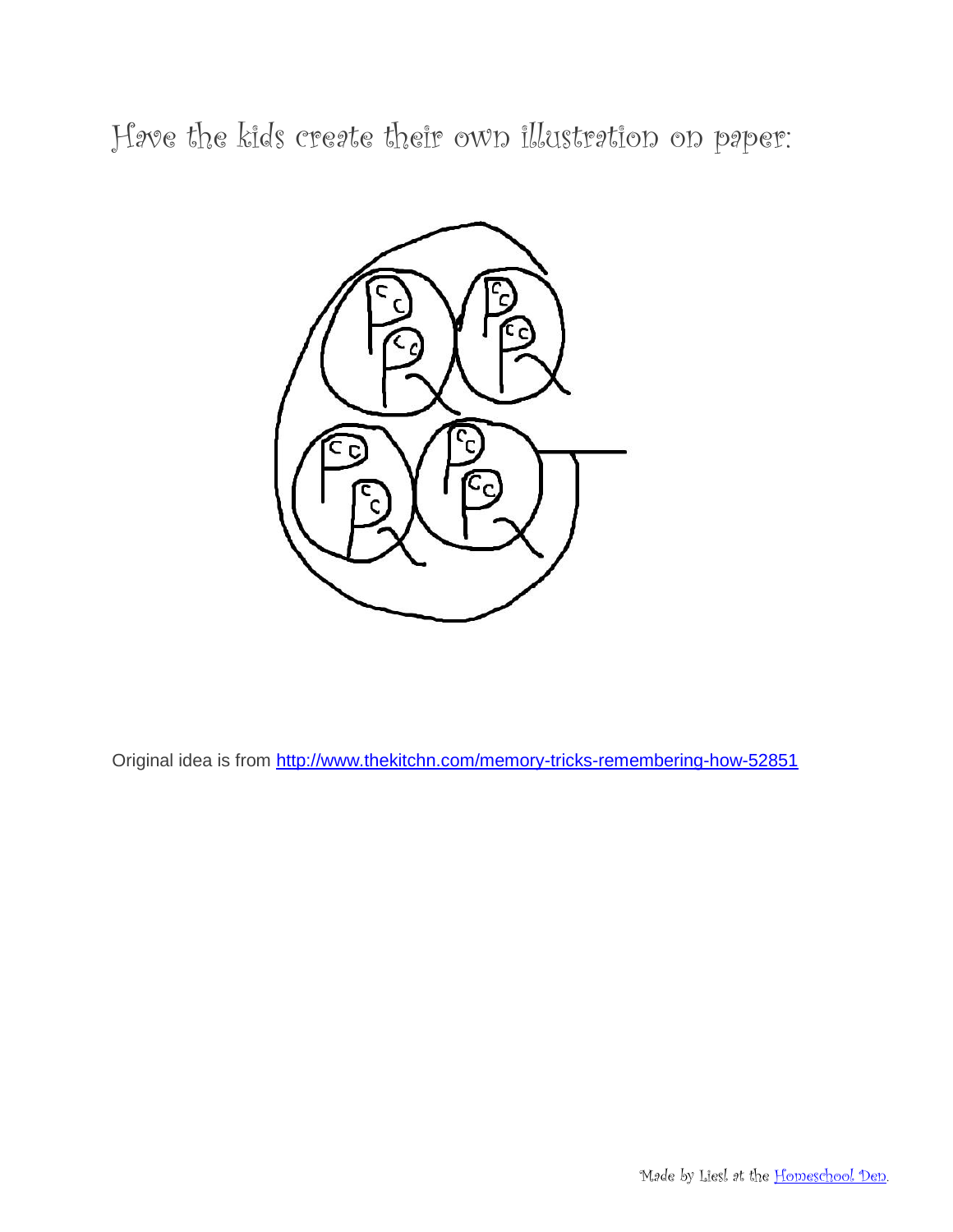Have the kids create their own illustration on paper:

Original idea is from [http://www.thekitchn.com/memory-tricks-remembering-how-52851](http://www.thekitchn.com/memory-tricks-remembering-how-52851)

Made by Liesl at the [Homeschool Den](#).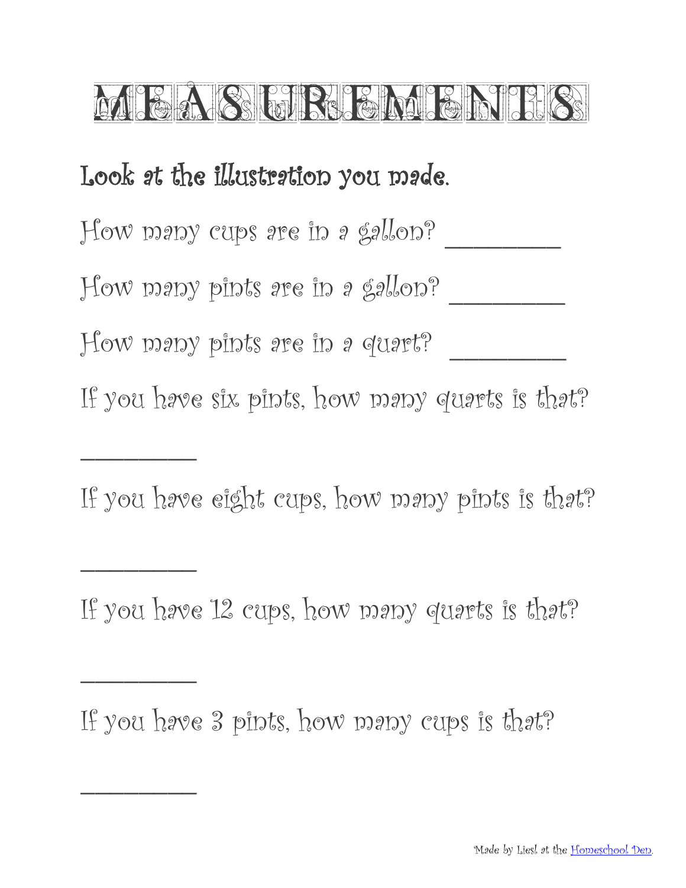# MEASUREMENTS

**Look at the illustration you made.**

How many cups are in a gallon? ________

How many pints are in a gallon? ________

How many pints are in a quart? ________

If you have six pints, how many quarts is that?

________

If you have eight cups, how many pints is that?

________

If you have 12 cups, how many quarts is that?

________

If you have 3 pints, how many cups is that?

________

Made by Liesl at the Homeschool Den.